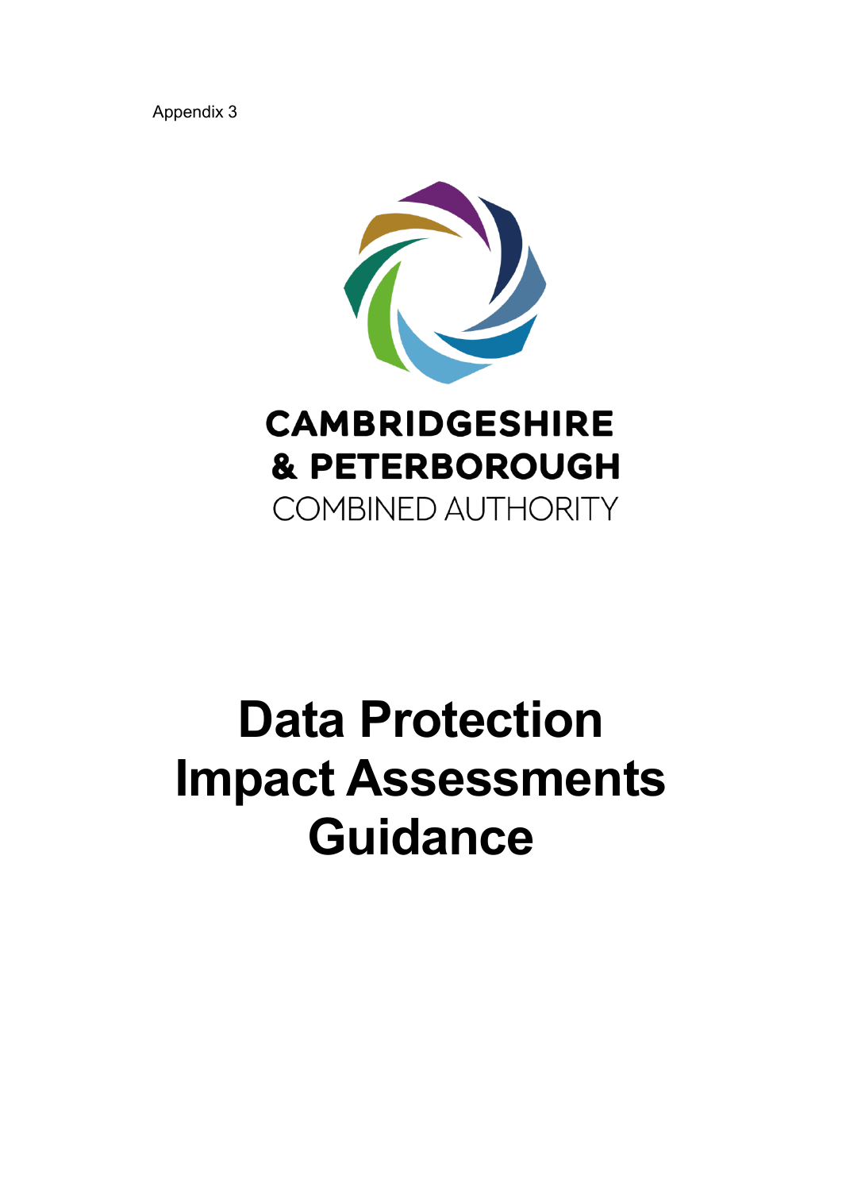Appendix 3

CAMBRIDGESHIRE
& PETERBOROUGH
COMBINED AUTHORITY

# Data Protection Impact Assessments Guidance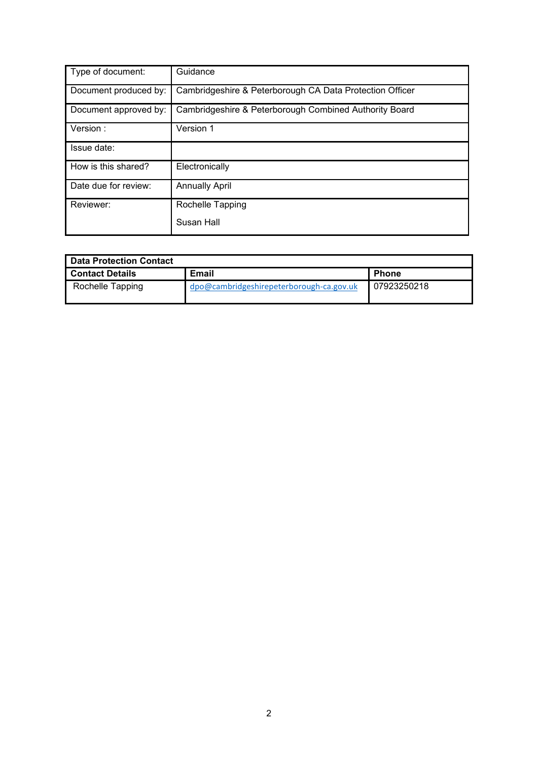| Type of document: | Guidance |
|---|---|
| Document produced by: | Cambridgeshire & Peterborough CA Data Protection Officer |
| Document approved by: | Cambridgeshire & Peterborough Combined Authority Board |
| Version : | Version 1 |
| Issue date: | |
| How is this shared? | Electronically |
| Date due for review: | Annually April |
| Reviewer: | Rochelle Tapping<br>Susan Hall |

| **Data Protection Contact** | | |
|---|---|---|
| **Contact Details** | **Email** | **Phone** |
| Rochelle Tapping | dpo@cambridgeshirepeterborough-ca.gov.uk | 07923250218 |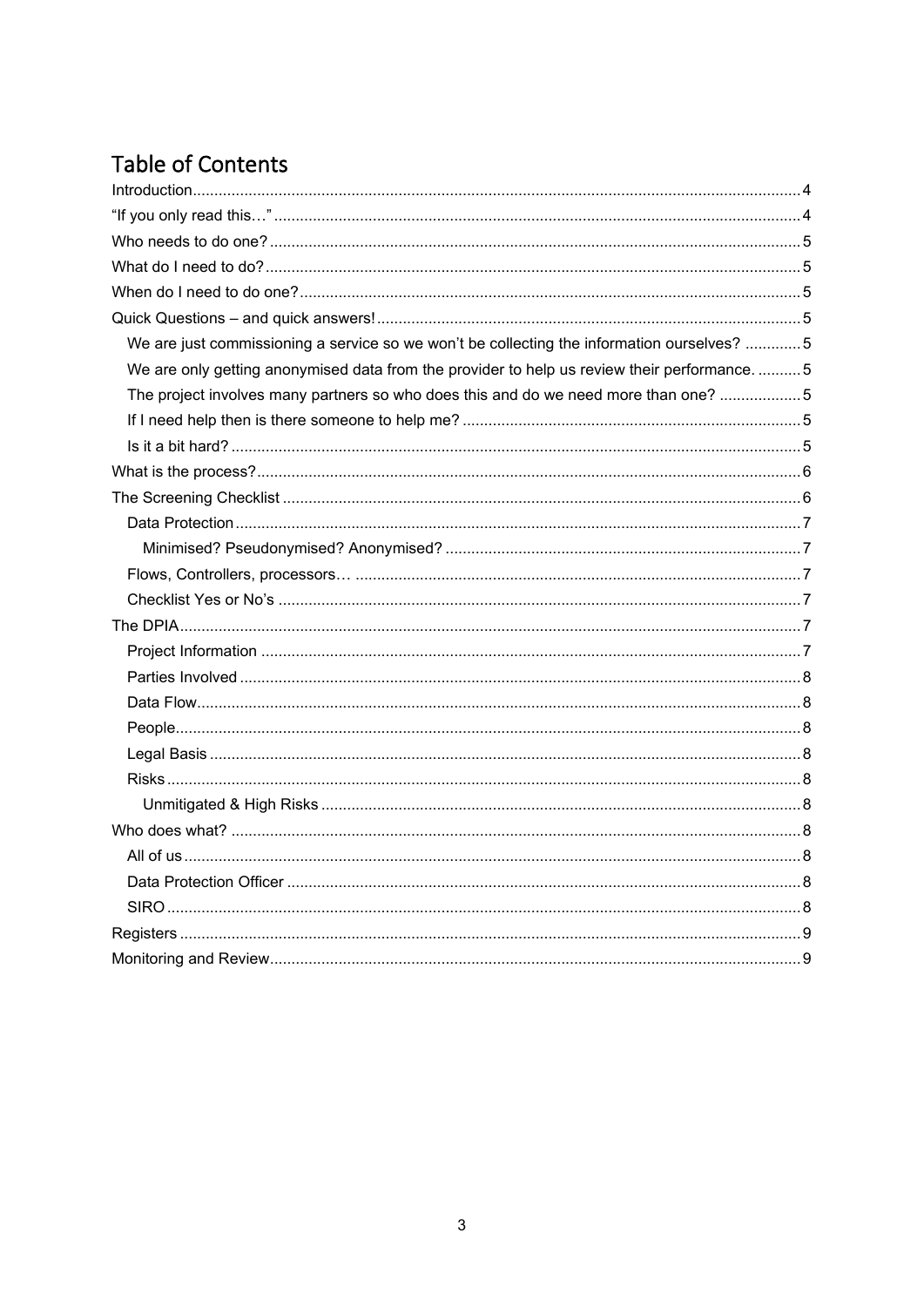# Table of Contents

- Introduction ... 4
- "If you only read this…" ... 4
- Who needs to do one? ... 5
- What do I need to do? ... 5
- When do I need to do one? ... 5
- Quick Questions – and quick answers! ... 5
  - We are just commissioning a service so we won't be collecting the information ourselves? ... 5
  - We are only getting anonymised data from the provider to help us review their performance. ... 5
  - The project involves many partners so who does this and do we need more than one? ... 5
  - If I need help then is there someone to help me? ... 5
  - Is it a bit hard? ... 5
- What is the process? ... 6
- The Screening Checklist ... 6
  - Data Protection ... 7
    - Minimised? Pseudonymised? Anonymised? ... 7
  - Flows, Controllers, processors… ... 7
  - Checklist Yes or No's ... 7
- The DPIA ... 7
  - Project Information ... 7
  - Parties Involved ... 8
  - Data Flow ... 8
  - People ... 8
  - Legal Basis ... 8
  - Risks ... 8
    - Unmitigated & High Risks ... 8
- Who does what? ... 8
  - All of us ... 8
  - Data Protection Officer ... 8
  - SIRO ... 8
- Registers ... 9
- Monitoring and Review ... 9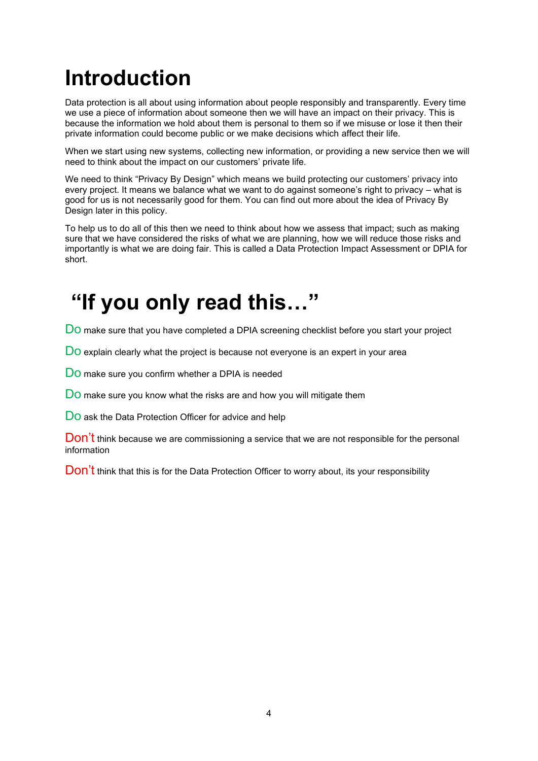# Introduction

Data protection is all about using information about people responsibly and transparently. Every time we use a piece of information about someone then we will have an impact on their privacy. This is because the information we hold about them is personal to them so if we misuse or lose it then their private information could become public or we make decisions which affect their life.

When we start using new systems, collecting new information, or providing a new service then we will need to think about the impact on our customers' private life.

We need to think "Privacy By Design" which means we build protecting our customers' privacy into every project. It means we balance what we want to do against someone's right to privacy – what is good for us is not necessarily good for them. You can find out more about the idea of Privacy By Design later in this policy.

To help us to do all of this then we need to think about how we assess that impact; such as making sure that we have considered the risks of what we are planning, how we will reduce those risks and importantly is what we are doing fair. This is called a Data Protection Impact Assessment or DPIA for short.

# "If you only read this…"

Do make sure that you have completed a DPIA screening checklist before you start your project

Do explain clearly what the project is because not everyone is an expert in your area

Do make sure you confirm whether a DPIA is needed

Do make sure you know what the risks are and how you will mitigate them

Do ask the Data Protection Officer for advice and help

Don't think because we are commissioning a service that we are not responsible for the personal information

Don't think that this is for the Data Protection Officer to worry about, its your responsibility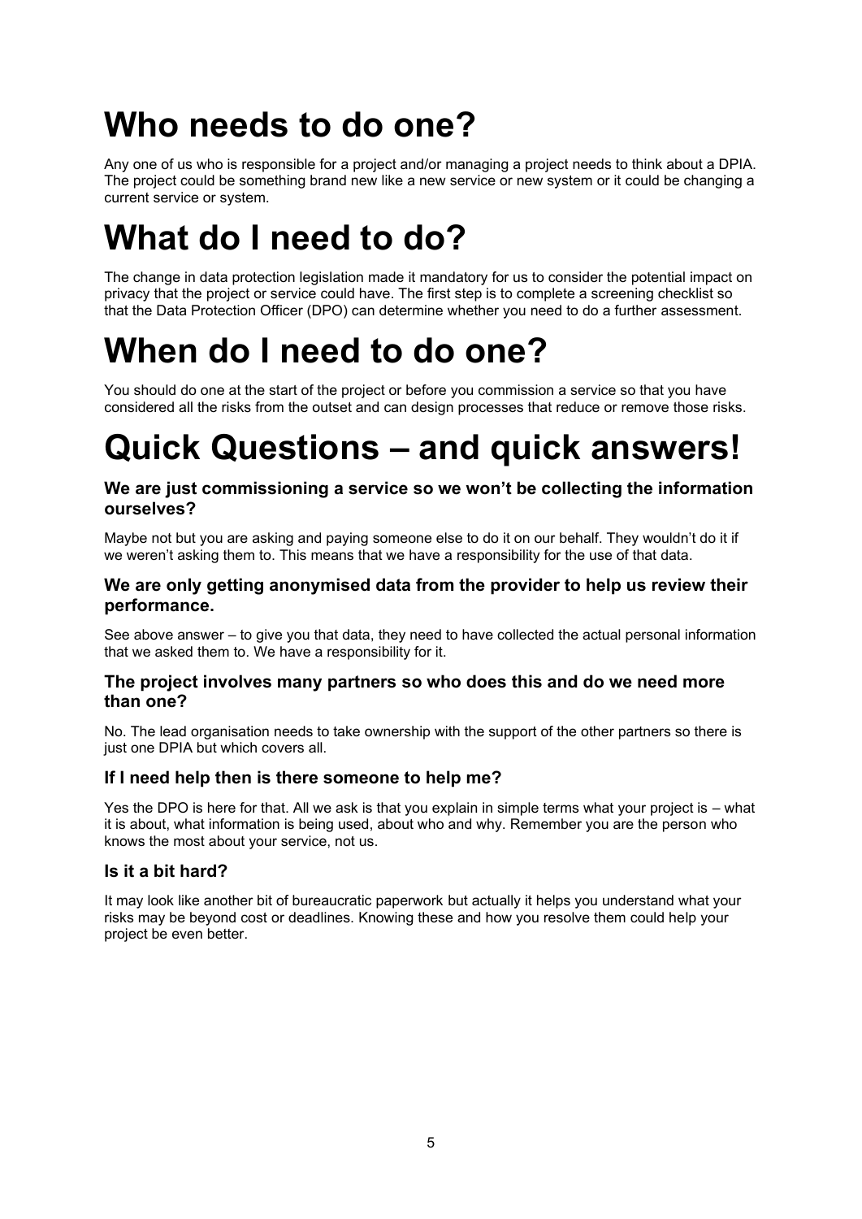# Who needs to do one?

Any one of us who is responsible for a project and/or managing a project needs to think about a DPIA. The project could be something brand new like a new service or new system or it could be changing a current service or system.

# What do I need to do?

The change in data protection legislation made it mandatory for us to consider the potential impact on privacy that the project or service could have. The first step is to complete a screening checklist so that the Data Protection Officer (DPO) can determine whether you need to do a further assessment.

# When do I need to do one?

You should do one at the start of the project or before you commission a service so that you have considered all the risks from the outset and can design processes that reduce or remove those risks.

# Quick Questions – and quick answers!

### We are just commissioning a service so we won't be collecting the information ourselves?

Maybe not but you are asking and paying someone else to do it on our behalf. They wouldn't do it if we weren't asking them to. This means that we have a responsibility for the use of that data.

### We are only getting anonymised data from the provider to help us review their performance.

See above answer – to give you that data, they need to have collected the actual personal information that we asked them to. We have a responsibility for it.

### The project involves many partners so who does this and do we need more than one?

No. The lead organisation needs to take ownership with the support of the other partners so there is just one DPIA but which covers all.

### If I need help then is there someone to help me?

Yes the DPO is here for that. All we ask is that you explain in simple terms what your project is – what it is about, what information is being used, about who and why. Remember you are the person who knows the most about your service, not us.

### Is it a bit hard?

It may look like another bit of bureaucratic paperwork but actually it helps you understand what your risks may be beyond cost or deadlines. Knowing these and how you resolve them could help your project be even better.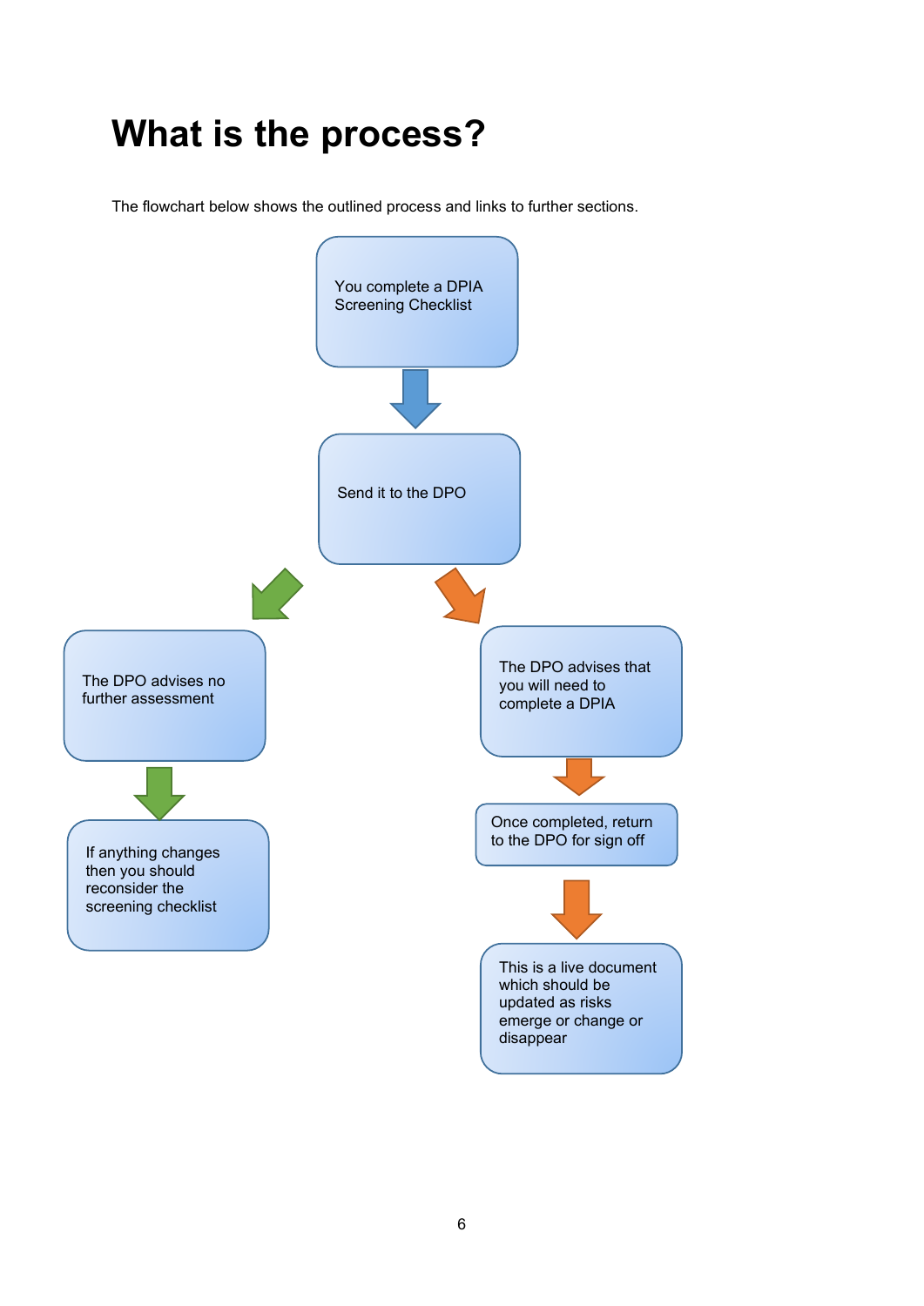# What is the process?

The flowchart below shows the outlined process and links to further sections.

You complete a DPIA Screening Checklist

Send it to the DPO

The DPO advises no further assessment

If anything changes then you should reconsider the screening checklist

The DPO advises that you will need to complete a DPIA

Once completed, return to the DPO for sign off

This is a live document which should be updated as risks emerge or change or disappear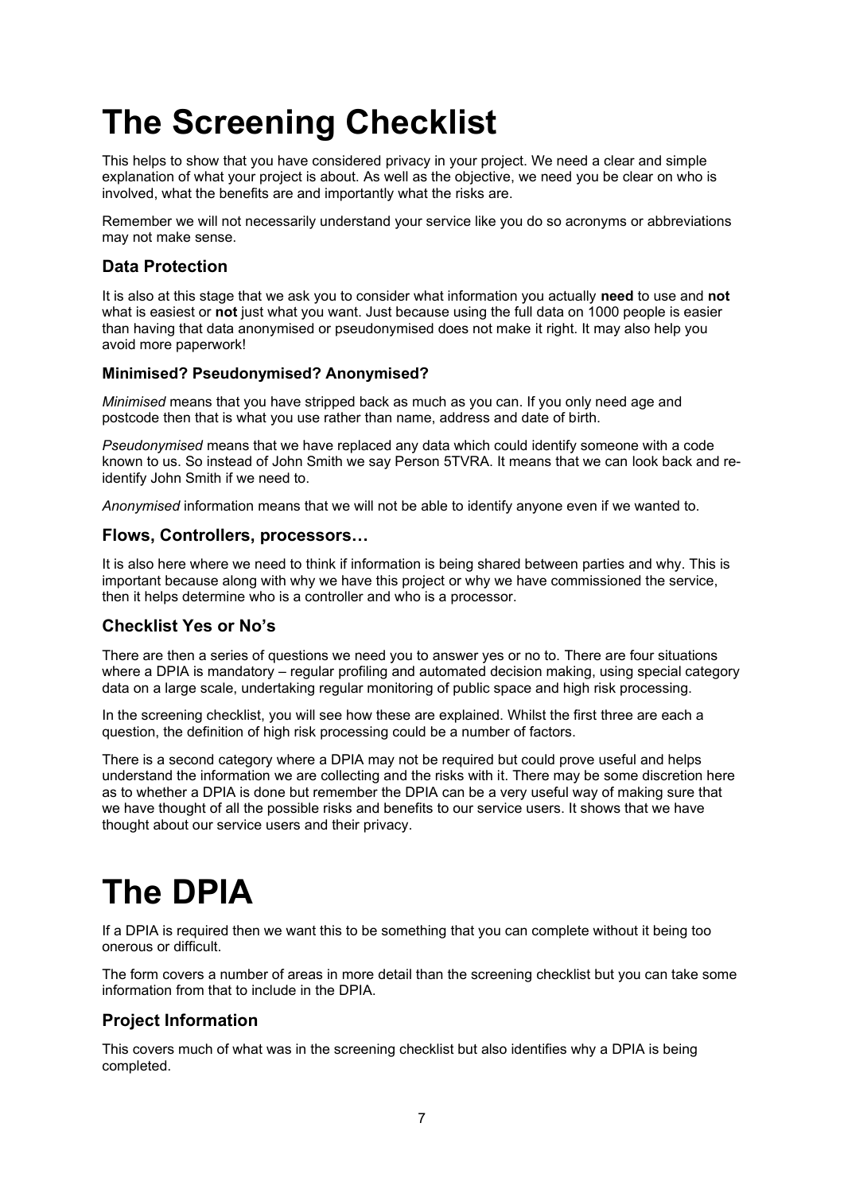# The Screening Checklist

This helps to show that you have considered privacy in your project. We need a clear and simple explanation of what your project is about. As well as the objective, we need you be clear on who is involved, what the benefits are and importantly what the risks are.

Remember we will not necessarily understand your service like you do so acronyms or abbreviations may not make sense.

## Data Protection

It is also at this stage that we ask you to consider what information you actually **need** to use and **not** what is easiest or **not** just what you want. Just because using the full data on 1000 people is easier than having that data anonymised or pseudonymised does not make it right. It may also help you avoid more paperwork!

### Minimised? Pseudonymised? Anonymised?

*Minimised* means that you have stripped back as much as you can. If you only need age and postcode then that is what you use rather than name, address and date of birth.

*Pseudonymised* means that we have replaced any data which could identify someone with a code known to us. So instead of John Smith we say Person 5TVRA. It means that we can look back and re-identify John Smith if we need to.

*Anonymised* information means that we will not be able to identify anyone even if we wanted to.

## Flows, Controllers, processors…

It is also here where we need to think if information is being shared between parties and why. This is important because along with why we have this project or why we have commissioned the service, then it helps determine who is a controller and who is a processor.

## Checklist Yes or No's

There are then a series of questions we need you to answer yes or no to. There are four situations where a DPIA is mandatory – regular profiling and automated decision making, using special category data on a large scale, undertaking regular monitoring of public space and high risk processing.

In the screening checklist, you will see how these are explained. Whilst the first three are each a question, the definition of high risk processing could be a number of factors.

There is a second category where a DPIA may not be required but could prove useful and helps understand the information we are collecting and the risks with it. There may be some discretion here as to whether a DPIA is done but remember the DPIA can be a very useful way of making sure that we have thought of all the possible risks and benefits to our service users. It shows that we have thought about our service users and their privacy.

# The DPIA

If a DPIA is required then we want this to be something that you can complete without it being too onerous or difficult.

The form covers a number of areas in more detail than the screening checklist but you can take some information from that to include in the DPIA.

## Project Information

This covers much of what was in the screening checklist but also identifies why a DPIA is being completed.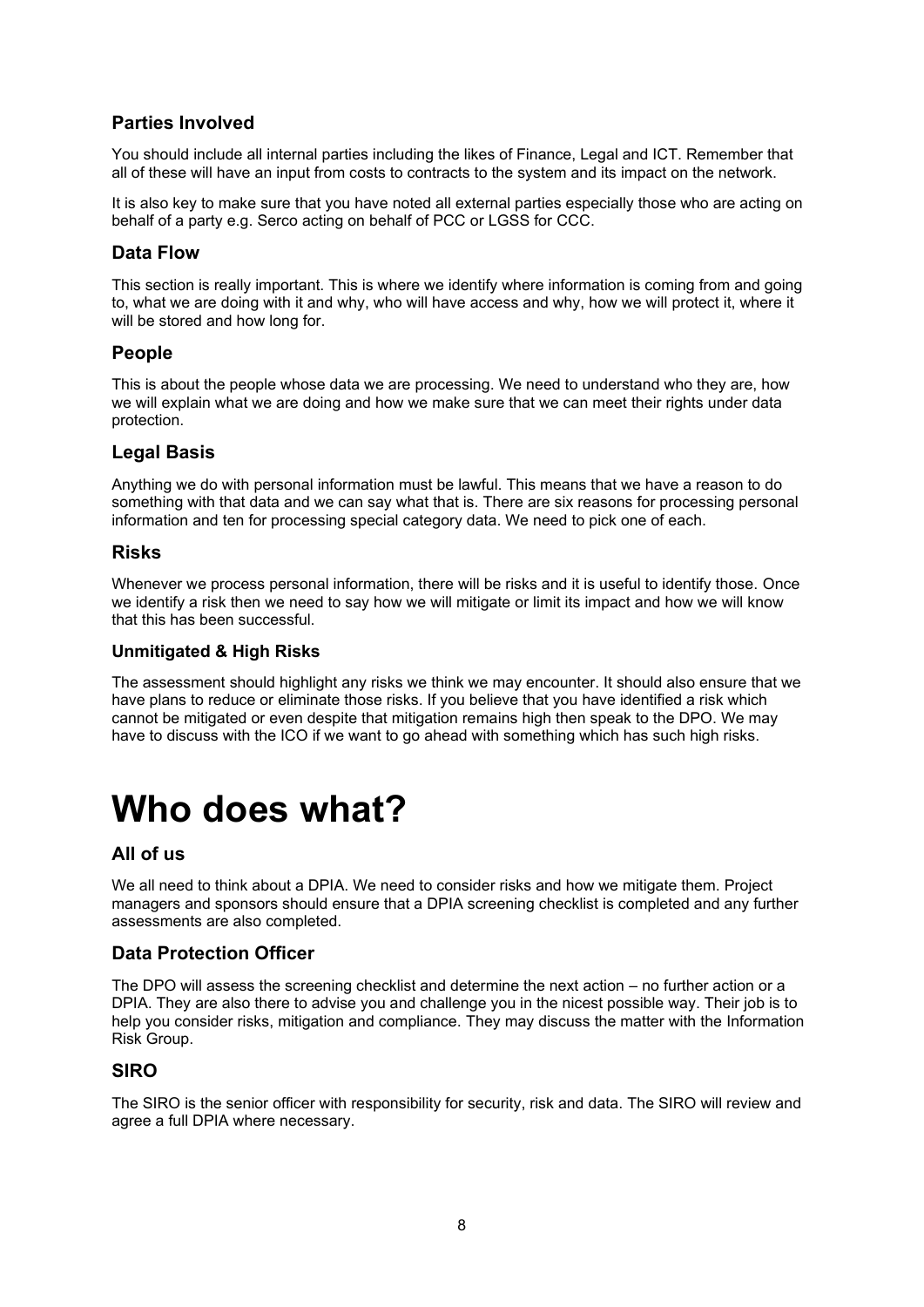### Parties Involved

You should include all internal parties including the likes of Finance, Legal and ICT. Remember that all of these will have an input from costs to contracts to the system and its impact on the network.

It is also key to make sure that you have noted all external parties especially those who are acting on behalf of a party e.g. Serco acting on behalf of PCC or LGSS for CCC.

### Data Flow

This section is really important. This is where we identify where information is coming from and going to, what we are doing with it and why, who will have access and why, how we will protect it, where it will be stored and how long for.

### People

This is about the people whose data we are processing. We need to understand who they are, how we will explain what we are doing and how we make sure that we can meet their rights under data protection.

### Legal Basis

Anything we do with personal information must be lawful. This means that we have a reason to do something with that data and we can say what that is. There are six reasons for processing personal information and ten for processing special category data. We need to pick one of each.

### Risks

Whenever we process personal information, there will be risks and it is useful to identify those. Once we identify a risk then we need to say how we will mitigate or limit its impact and how we will know that this has been successful.

#### Unmitigated & High Risks

The assessment should highlight any risks we think we may encounter. It should also ensure that we have plans to reduce or eliminate those risks. If you believe that you have identified a risk which cannot be mitigated or even despite that mitigation remains high then speak to the DPO. We may have to discuss with the ICO if we want to go ahead with something which has such high risks.

# Who does what?

### All of us

We all need to think about a DPIA. We need to consider risks and how we mitigate them. Project managers and sponsors should ensure that a DPIA screening checklist is completed and any further assessments are also completed.

### Data Protection Officer

The DPO will assess the screening checklist and determine the next action – no further action or a DPIA. They are also there to advise you and challenge you in the nicest possible way. Their job is to help you consider risks, mitigation and compliance. They may discuss the matter with the Information Risk Group.

### SIRO

The SIRO is the senior officer with responsibility for security, risk and data. The SIRO will review and agree a full DPIA where necessary.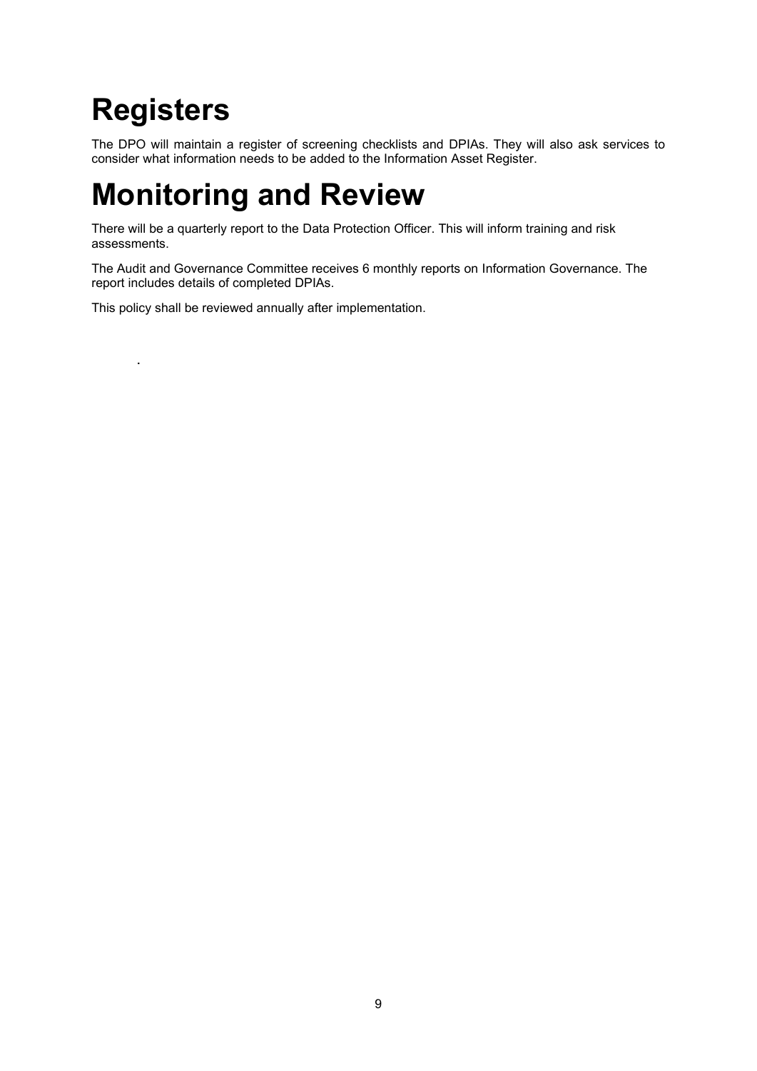# Registers

The DPO will maintain a register of screening checklists and DPIAs. They will also ask services to consider what information needs to be added to the Information Asset Register.

# Monitoring and Review

There will be a quarterly report to the Data Protection Officer. This will inform training and risk assessments.

The Audit and Governance Committee receives 6 monthly reports on Information Governance. The report includes details of completed DPIAs.

This policy shall be reviewed annually after implementation.

.